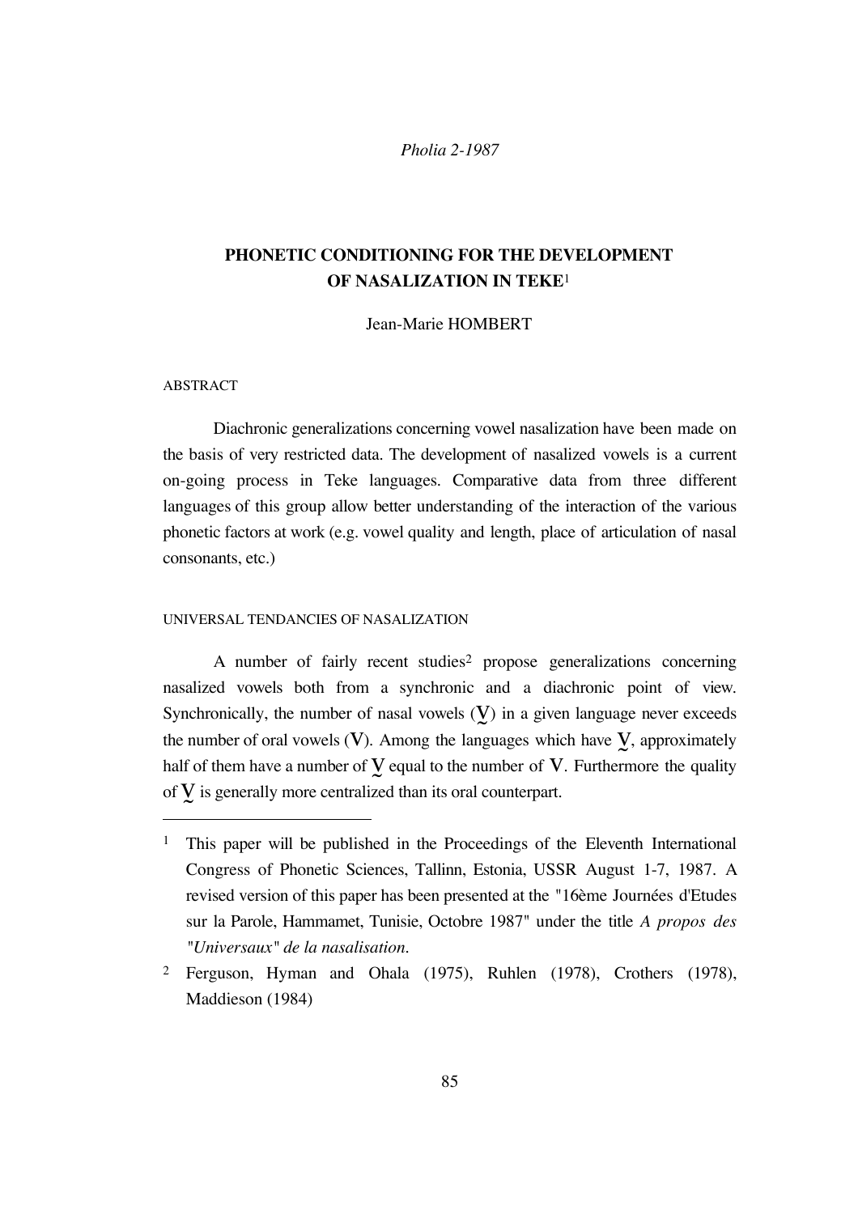*Pholia 2-1987*

# PHONETIC CONDITIONING FOR THE DEVELOPMENT OF NASALIZATION IN TEKE[1]

Jean-Marie HOMBERT

## ABSTRACT

Diachronic generalizations concerning vowel nasalization have been made on the basis of very restricted data. The development of nasalized vowels is a current on-going process in Teke languages. Comparative data from three different languages of this group allow better understanding of the interaction of the various phonetic factors at work (e.g. vowel quality and length, place of articulation of nasal consonants, etc.)

## UNIVERSAL TENDANCIES OF NASALIZATION

A number of fairly recent studies[2] propose generalizations concerning nasalized vowels both from a synchronic and a diachronic point of view. Synchronically, the number of nasal vowels (**V̰**) in a given language never exceeds the number of oral vowels (**V**). Among the languages which have **V̰**, approximately half of them have a number of **V̰** equal to the number of **V**. Furthermore the quality of **V̰** is generally more centralized than its oral counterpart.

---

[1] This paper will be published in the Proceedings of the Eleventh International Congress of Phonetic Sciences, Tallinn, Estonia, USSR August 1-7, 1987. A revised version of this paper has been presented at the "16ème Journées d'Etudes sur la Parole, Hammamet, Tunisie, Octobre 1987" under the title *A propos des "Universaux" de la nasalisation*.

[2] Ferguson, Hyman and Ohala (1975), Ruhlen (1978), Crothers (1978), Maddieson (1984)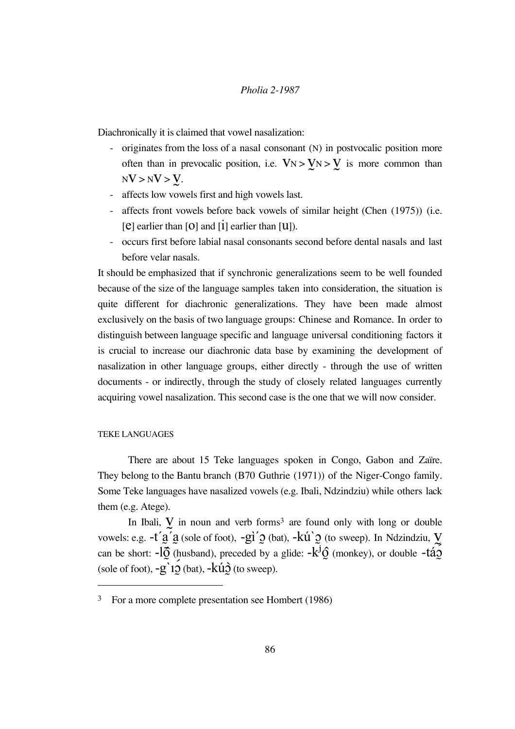Diachronically it is claimed that vowel nasalization:

- originates from the loss of a nasal consonant (N) in postvocalic position more often than in prevocalic position, i.e. VN > V̰N > V̰ is more common than NV > NV > V̰.
- affects low vowels first and high vowels last.
- affects front vowels before back vowels of similar height (Chen (1975)) (i.e. [e] earlier than [o] and [i] earlier than [u]).
- occurs first before labial nasal consonants second before dental nasals and last before velar nasals.

It should be emphasized that if synchronic generalizations seem to be well founded because of the size of the language samples taken into consideration, the situation is quite different for diachronic generalizations. They have been made almost exclusively on the basis of two language groups: Chinese and Romance. In order to distinguish between language specific and language universal conditioning factors it is crucial to increase our diachronic data base by examining the development of nasalization in other language groups, either directly - through the use of written documents - or indirectly, through the study of closely related languages currently acquiring vowel nasalization. This second case is the one that we will now consider.

### TEKE LANGUAGES

There are about 15 Teke languages spoken in Congo, Gabon and Zaïre. They belong to the Bantu branch (B70 Guthrie (1971)) of the Niger-Congo family. Some Teke languages have nasalized vowels (e.g. Ibali, Ndzindziu) while others lack them (e.g. Atege).

In Ibali, V̰ in noun and verb forms[3] are found only with long or double vowels: e.g. -t´a̰´a̰ (sole of foot), -gì´ɔ̰ (bat), -kú`ɔ̰ (to sweep). In Ndzindziu, V̰ can be short: -lɔ̰̂ (husband), preceded by a glide: -kʲɔ̰̂ (monkey), or double -táɔ̰ (sole of foot), -g`ɪɔ̰́ (bat), -kúɔ̰̀ (to sweep).

---

[3] For a more complete presentation see Hombert (1986)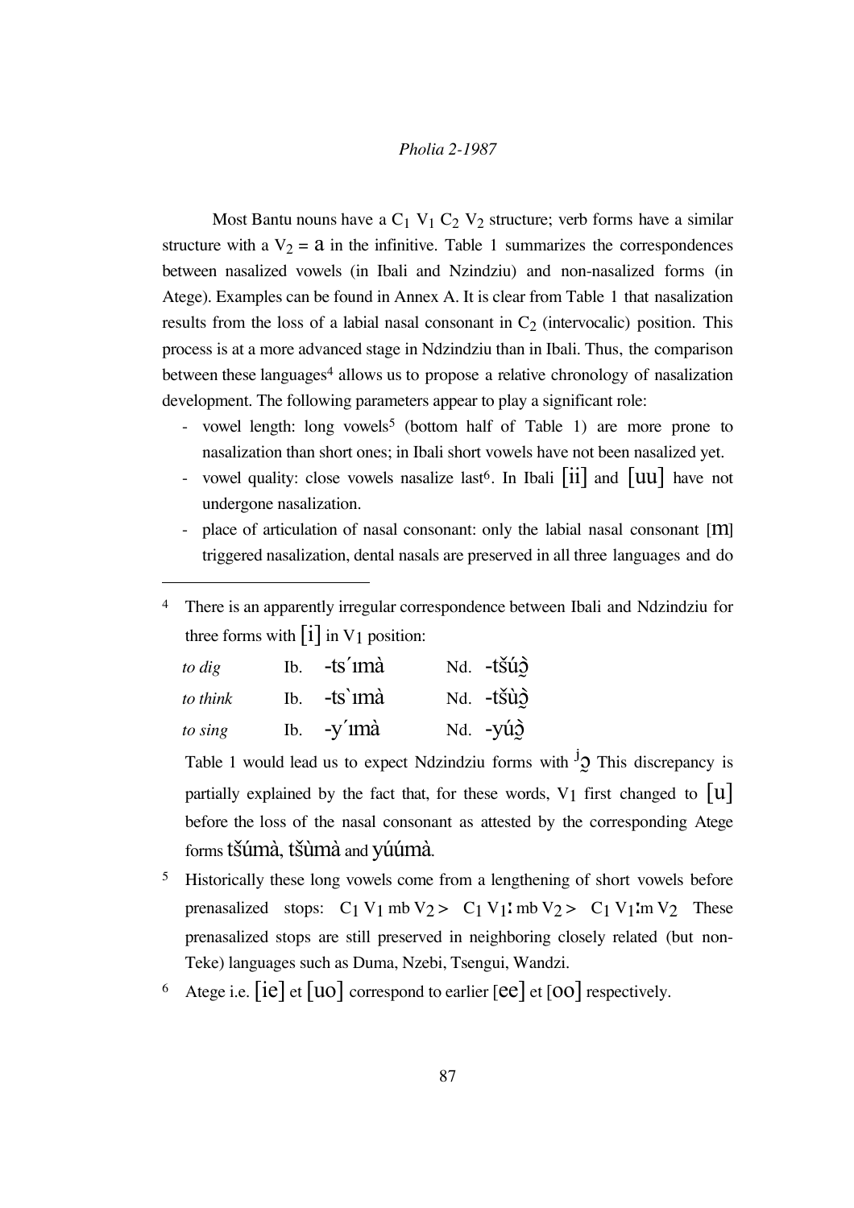Most Bantu nouns have a $C_1$ $V_1$ $C_2$ $V_2$ structure; verb forms have a similar structure with a $V_2$ = a in the infinitive. Table 1 summarizes the correspondences between nasalized vowels (in Ibali and Nzindziu) and non-nasalized forms (in Atege). Examples can be found in Annex A. It is clear from Table 1 that nasalization results from the loss of a labial nasal consonant in $C_2$ (intervocalic) position. This process is at a more advanced stage in Ndzindziu than in Ibali. Thus, the comparison between these languages[4] allows us to propose a relative chronology of nasalization development. The following parameters appear to play a significant role:

- vowel length: long vowels[5] (bottom half of Table 1) are more prone to nasalization than short ones; in Ibali short vowels have not been nasalized yet.
- vowel quality: close vowels nasalize last[6]. In Ibali [ii] and [uu] have not undergone nasalization.
- place of articulation of nasal consonant: only the labial nasal consonant [m] triggered nasalization, dental nasals are preserved in all three languages and do

---

[4] There is an apparently irregular correspondence between Ibali and Ndzindziu for three forms with [i] in $V_1$ position:

| | | | | |
|---|---|---|---|---|
| *to dig* | Ib. | -ts´ɪmà | Nd. | -tšúɔ̰̀ |
| *to think* | Ib. | -ts`ɪmà | Nd. | -tšùɔ̰̀ |
| *to sing* | Ib. | -y´ɪmà | Nd. | -yúɔ̰̀ |

Table 1 would lead us to expect Ndzindziu forms with ʲɔ̰ This discrepancy is partially explained by the fact that, for these words, $V_1$ first changed to [u] before the loss of the nasal consonant as attested by the corresponding Atege forms tšúmà, tšùmà and yúúmà.

[5] Historically these long vowels come from a lengthening of short vowels before prenasalized stops: $C_1$ $V_1$ mb $V_2$ > $C_1$ $V_1$ː mb $V_2$ > $C_1$ $V_1$ːm $V_2$ These prenasalized stops are still preserved in neighboring closely related (but non-Teke) languages such as Duma, Nzebi, Tsengui, Wandzi.

[6] Atege i.e. [ie] et [uo] correspond to earlier [ee] et [oo] respectively.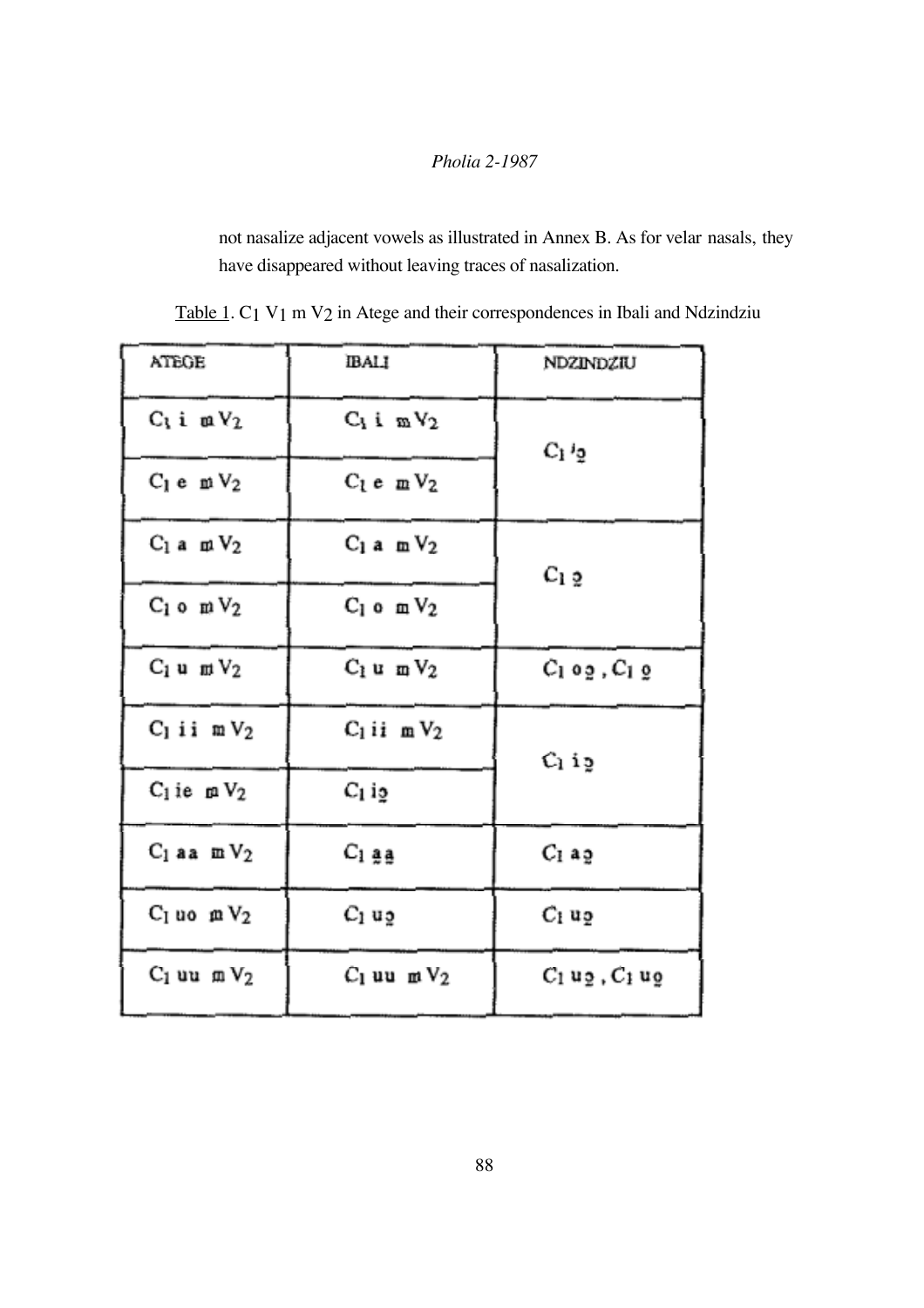not nasalize adjacent vowels as illustrated in Annex B. As for velar nasals, they have disappeared without leaving traces of nasalization.

Table 1. $C_1$ $V_1$ m $V_2$ in Atege and their correspondences in Ibali and Ndzindziu

| ATEGE | IBALI | NDZINDZIU |
|---|---|---|
| $C_1$ i m $V_2$ | $C_1$ i m $V_2$ | $C_1$ ʲə̰ |
| $C_1$ e m $V_2$ | $C_1$ e m $V_2$ | |
| $C_1$ a m $V_2$ | $C_1$ a m $V_2$ | $C_1$ ə̰ |
| $C_1$ o m $V_2$ | $C_1$ o m $V_2$ | |
| $C_1$ u m $V_2$ | $C_1$ u m $V_2$ | $C_1$ oə̰ , $C_1$ o̰ |
| $C_1$ ii m $V_2$ | $C_1$ ii m $V_2$ | $C_1$ iə̰ |
| $C_1$ ie m $V_2$ | $C_1$ iə̰ | |
| $C_1$ aa m $V_2$ | $C_1$ a̰a̰ | $C_1$ aə̰ |
| $C_1$ uo m $V_2$ | $C_1$ uə̰ | $C_1$ uə̰ |
| $C_1$ uu m $V_2$ | $C_1$ uu m $V_2$ | $C_1$ uə̰ , $C_1$ uo̰ |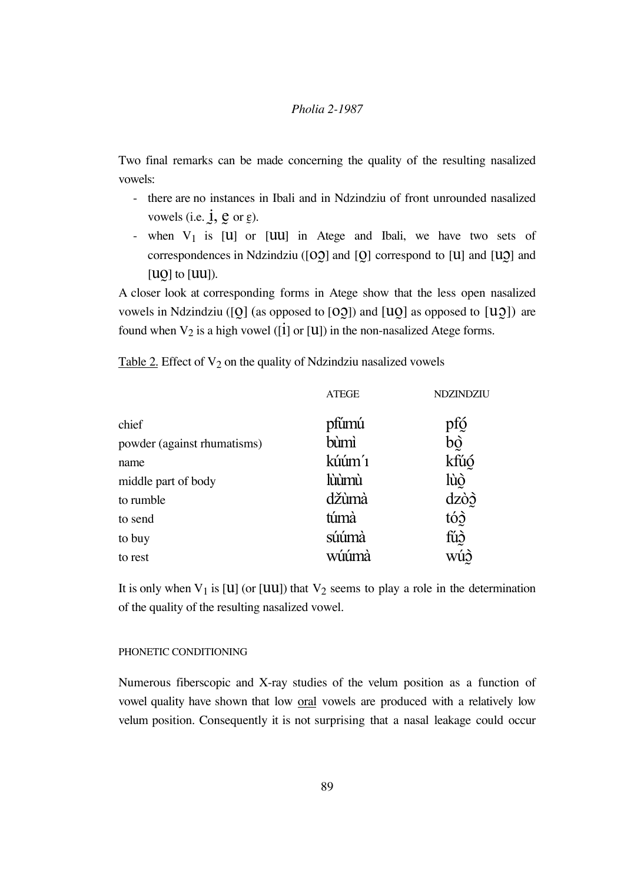Two final remarks can be made concerning the quality of the resulting nasalized vowels:

- there are no instances in Ibali and in Ndzindziu of front unrounded nasalized vowels (i.e. ḭ, ḛ or ɛ̰).
- when $V_1$ is [u] or [uu] in Atege and Ibali, we have two sets of correspondences in Ndzindziu ([oɔ̰] and [o̰] correspond to [u] and [uɔ̰] and [uo̰] to [uu]).

A closer look at corresponding forms in Atege show that the less open nasalized vowels in Ndzindziu ([o̰] (as opposed to [oɔ̰]) and [uo̰] as opposed to [uɔ̰]) are found when $V_2$ is a high vowel ([i] or [u]) in the non-nasalized Atege forms.

Table 2. Effect of $V_2$ on the quality of Ndzindziu nasalized vowels

| | ATEGE | NDZINDZIU |
|---|---|---|
| chief | pfúmú | pfó̰ |
| powder (against rhumatisms) | bùmì | bò̰ |
| name | kúúm´ı | kfúó̰ |
| middle part of body | lùùmù | lùò̰ |
| to rumble | džùmà | dzòɔ̰̀ |
| to send | túmà | tóɔ̰̀ |
| to buy | súúmà | fúɔ̰̀ |
| to rest | wúúmà | wúɔ̰̀ |

It is only when $V_1$ is [u] (or [uu]) that $V_2$ seems to play a role in the determination of the quality of the resulting nasalized vowel.

#### PHONETIC CONDITIONING

Numerous fiberscopic and X-ray studies of the velum position as a function of vowel quality have shown that low oral vowels are produced with a relatively low velum position. Consequently it is not surprising that a nasal leakage could occur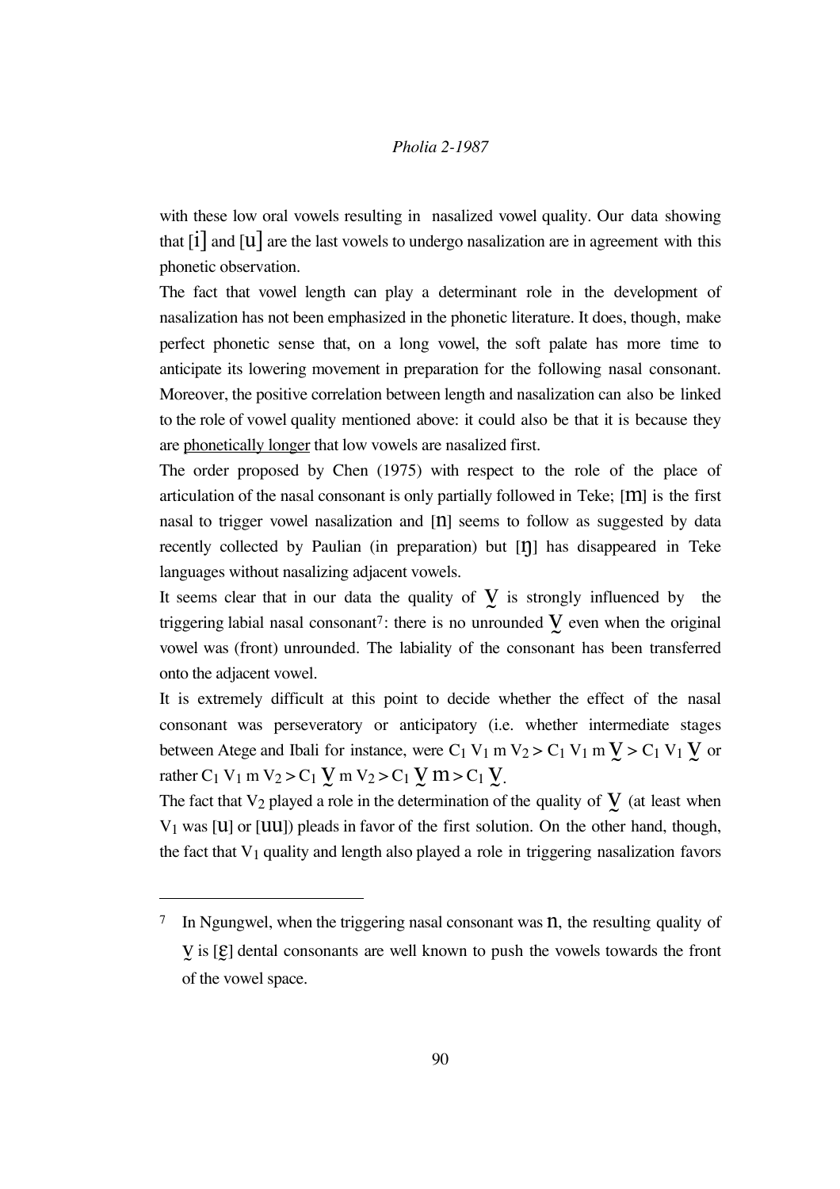with these low oral vowels resulting in nasalized vowel quality. Our data showing that [i] and [u] are the last vowels to undergo nasalization are in agreement with this phonetic observation.

The fact that vowel length can play a determinant role in the development of nasalization has not been emphasized in the phonetic literature. It does, though, make perfect phonetic sense that, on a long vowel, the soft palate has more time to anticipate its lowering movement in preparation for the following nasal consonant. Moreover, the positive correlation between length and nasalization can also be linked to the role of vowel quality mentioned above: it could also be that it is because they are <u>phonetically longer</u> that low vowels are nasalized first.

The order proposed by Chen (1975) with respect to the role of the place of articulation of the nasal consonant is only partially followed in Teke; [m] is the first nasal to trigger vowel nasalization and [n] seems to follow as suggested by data recently collected by Paulian (in preparation) but [ŋ] has disappeared in Teke languages without nasalizing adjacent vowels.

It seems clear that in our data the quality of V̰ is strongly influenced by the triggering labial nasal consonant[7]: there is no unrounded V̰ even when the original vowel was (front) unrounded. The labiality of the consonant has been transferred onto the adjacent vowel.

It is extremely difficult at this point to decide whether the effect of the nasal consonant was perseveratory or anticipatory (i.e. whether intermediate stages between Atege and Ibali for instance, were $C_1$ $V_1$ m $V_2$ > $C_1$ $V_1$ m V̰ > $C_1$ $V_1$ V̰ or rather $C_1$ $V_1$ m $V_2$ > $C_1$ V̰ m $V_2$ > $C_1$ V̰ m > $C_1$ V̰.

The fact that $V_2$ played a role in the determination of the quality of V̰ (at least when $V_1$ was [u] or [uu]) pleads in favor of the first solution. On the other hand, though, the fact that $V_1$ quality and length also played a role in triggering nasalization favors

---

[7] In Ngungwel, when the triggering nasal consonant was n, the resulting quality of V̰ is [ɛ] dental consonants are well known to push the vowels towards the front of the vowel space.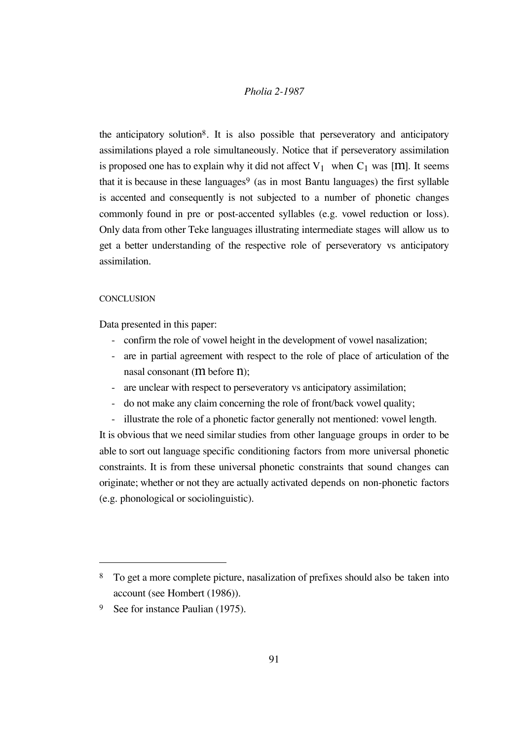the anticipatory solution[8]. It is also possible that perseveratory and anticipatory assimilations played a role simultaneously. Notice that if perseveratory assimilation is proposed one has to explain why it did not affect $V_1$ when $C_1$ was [m]. It seems that it is because in these languages[9] (as in most Bantu languages) the first syllable is accented and consequently is not subjected to a number of phonetic changes commonly found in pre or post-accented syllables (e.g. vowel reduction or loss). Only data from other Teke languages illustrating intermediate stages will allow us to get a better understanding of the respective role of perseveratory vs anticipatory assimilation.

## CONCLUSION

Data presented in this paper:

- confirm the role of vowel height in the development of vowel nasalization;
- are in partial agreement with respect to the role of place of articulation of the nasal consonant (m before n);
- are unclear with respect to perseveratory vs anticipatory assimilation;
- do not make any claim concerning the role of front/back vowel quality;
- illustrate the role of a phonetic factor generally not mentioned: vowel length.

It is obvious that we need similar studies from other language groups in order to be able to sort out language specific conditioning factors from more universal phonetic constraints. It is from these universal phonetic constraints that sound changes can originate; whether or not they are actually activated depends on non-phonetic factors (e.g. phonological or sociolinguistic).

---

[8] To get a more complete picture, nasalization of prefixes should also be taken into account (see Hombert (1986)).

[9] See for instance Paulian (1975).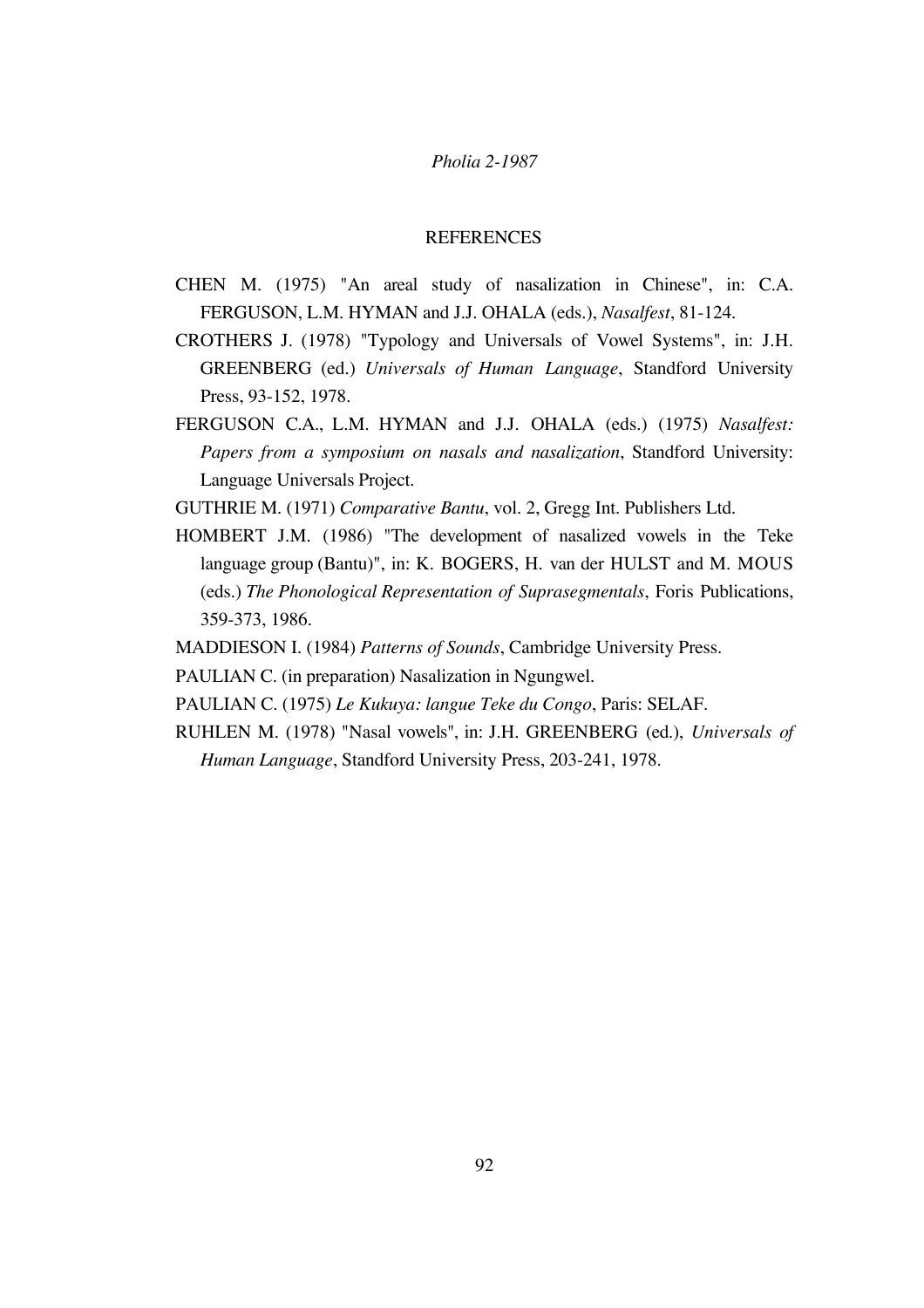## REFERENCES

CHEN M. (1975) "An areal study of nasalization in Chinese", in: C.A. FERGUSON, L.M. HYMAN and J.J. OHALA (eds.), *Nasalfest*, 81-124.

CROTHERS J. (1978) "Typology and Universals of Vowel Systems", in: J.H. GREENBERG (ed.) *Universals of Human Language*, Standford University Press, 93-152, 1978.

FERGUSON C.A., L.M. HYMAN and J.J. OHALA (eds.) (1975) *Nasalfest: Papers from a symposium on nasals and nasalization*, Standford University: Language Universals Project.

GUTHRIE M. (1971) *Comparative Bantu*, vol. 2, Gregg Int. Publishers Ltd.

HOMBERT J.M. (1986) "The development of nasalized vowels in the Teke language group (Bantu)", in: K. BOGERS, H. van der HULST and M. MOUS (eds.) *The Phonological Representation of Suprasegmentals*, Foris Publications, 359-373, 1986.

MADDIESON I. (1984) *Patterns of Sounds*, Cambridge University Press.

PAULIAN C. (in preparation) Nasalization in Ngungwel.

PAULIAN C. (1975) *Le Kukuya: langue Teke du Congo*, Paris: SELAF.

RUHLEN M. (1978) "Nasal vowels", in: J.H. GREENBERG (ed.), *Universals of Human Language*, Standford University Press, 203-241, 1978.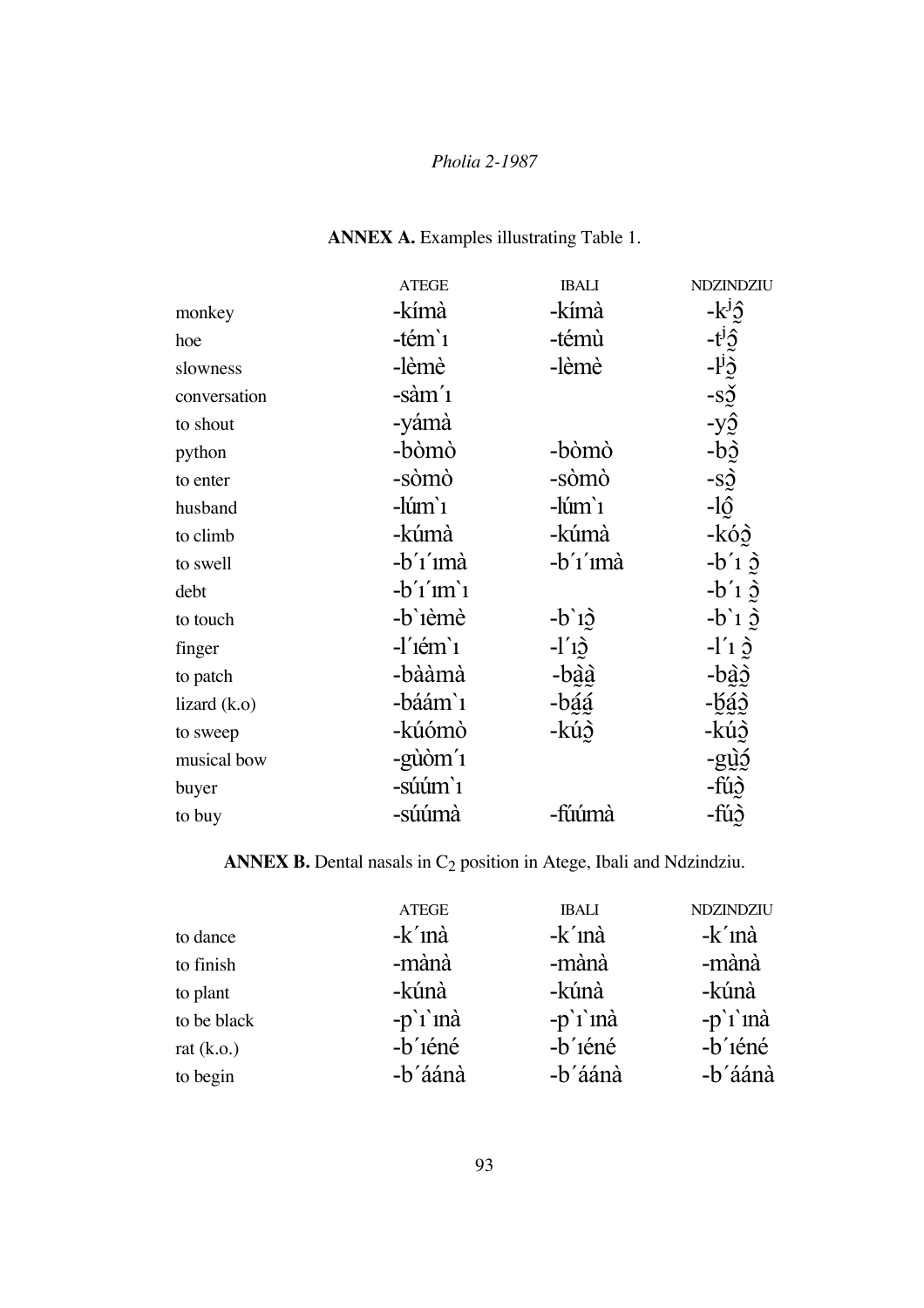**ANNEX A.** Examples illustrating Table 1.

| | ATEGE | IBALI | NDZINDZIU |
|---|---|---|---|
| monkey | -kímà | -kímà | -kʲɔ̰̂ |
| hoe | -tém`ı | -témù | -tʲɔ̰̂ |
| slowness | -lèmè | -lèmè | -lʲɔ̰̀ |
| conversation | -sàm´ı | | -sɔ̰̌ |
| to shout | -yámà | | -yɔ̰̂ |
| python | -bòmò | -bòmò | -bɔ̰̀ |
| to enter | -sòmò | -sòmò | -sɔ̰̀ |
| husband | -lúm`ı | -lúm`ı | -lɔ̰̂ |
| to climb | -kúmà | -kúmà | -kóɔ̰̀ |
| to swell | -b´ı´ımà | -b´ı´ımà | -b´ı ɔ̰̂ |
| debt | -b´ı´ım`ı | | -b´ı ɔ̰̂ |
| to touch | -b`ıèmè | -b`ıɔ̰̀ | -b`ı ɔ̰̂ |
| finger | -l´ıém`ı | -l´ıɔ̰̀ | -l´ı ɔ̰̀ |
| to patch | -bààmà | -bà̰à̰ | -bà̰ɔ̰̀ |
| lizard (k.o) | -báám`ı | -bá̰á̰ | -b̰á̰ɔ̰̀ |
| to sweep | -kúómò | -kúɔ̰̀ | -kúɔ̰̀ |
| musical bow | -gùòm´ı | | -gṵ̀ɔ̰́ |
| buyer | -súúm`ı | | -fúɔ̰̀ |
| to buy | -súúmà | -fúúmà | -fúɔ̰̂ |

**ANNEX B.** Dental nasals in $C_2$ position in Atege, Ibali and Ndzindziu.

| | ATEGE | IBALI | NDZINDZIU |
|---|---|---|---|
| to dance | -k´ınà | -k´ınà | -k´ınà |
| to finish | -mànà | -mànà | -mànà |
| to plant | -kúnà | -kúnà | -kúnà |
| to be black | -p`ı`ınà | -p`ı`ınà | -p`ı`ınà |
| rat (k.o.) | -b´ıéné | -b´ıéné | -b´ıéné |
| to begin | -b´áánà | -b´áánà | -b´áánà |